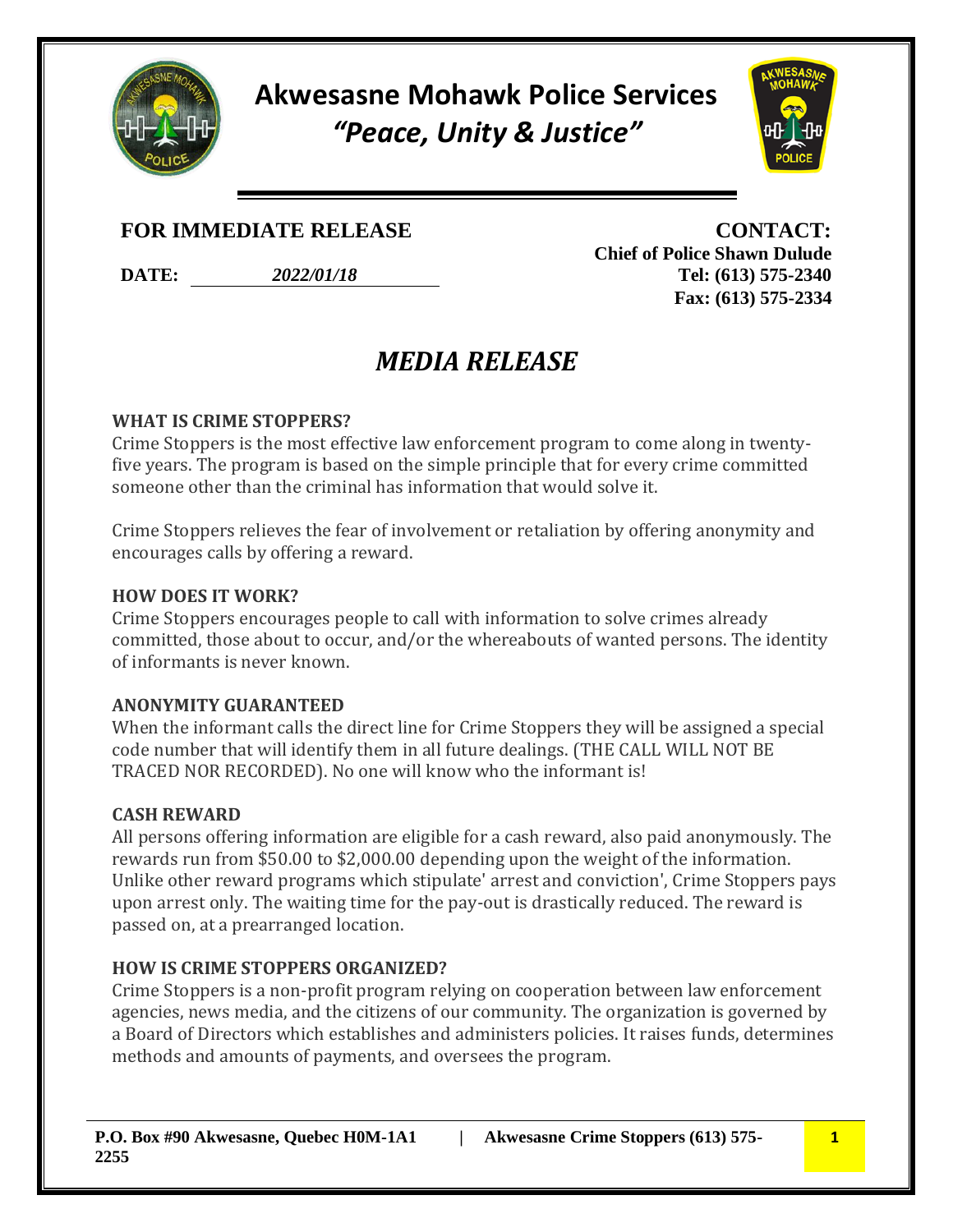# Akwesasne Mohawk Police Services

## *"Peace, Unity & Justice"*

**FOR IMMEDIATE RELEASE**

**DATE:** ***2022/01/18***

**CONTACT:**
**Chief of Police Shawn Dulude**
**Tel: (613) 575-2340**
**Fax: (613) 575-2334**

# *MEDIA RELEASE*

**WHAT IS CRIME STOPPERS?**

Crime Stoppers is the most effective law enforcement program to come along in twenty-five years. The program is based on the simple principle that for every crime committed someone other than the criminal has information that would solve it.

Crime Stoppers relieves the fear of involvement or retaliation by offering anonymity and encourages calls by offering a reward.

**HOW DOES IT WORK?**

Crime Stoppers encourages people to call with information to solve crimes already committed, those about to occur, and/or the whereabouts of wanted persons. The identity of informants is never known.

**ANONYMITY GUARANTEED**

When the informant calls the direct line for Crime Stoppers they will be assigned a special code number that will identify them in all future dealings. (THE CALL WILL NOT BE TRACED NOR RECORDED). No one will know who the informant is!

**CASH REWARD**

All persons offering information are eligible for a cash reward, also paid anonymously. The rewards run from $50.00 to $2,000.00 depending upon the weight of the information. Unlike other reward programs which stipulate' arrest and conviction', Crime Stoppers pays upon arrest only. The waiting time for the pay-out is drastically reduced. The reward is passed on, at a prearranged location.

**HOW IS CRIME STOPPERS ORGANIZED?**

Crime Stoppers is a non-profit program relying on cooperation between law enforcement agencies, news media, and the citizens of our community. The organization is governed by a Board of Directors which establishes and administers policies. It raises funds, determines methods and amounts of payments, and oversees the program.

**P.O. Box #90 Akwesasne, Quebec H0M-1A1 | Akwesasne Crime Stoppers (613) 575-2255**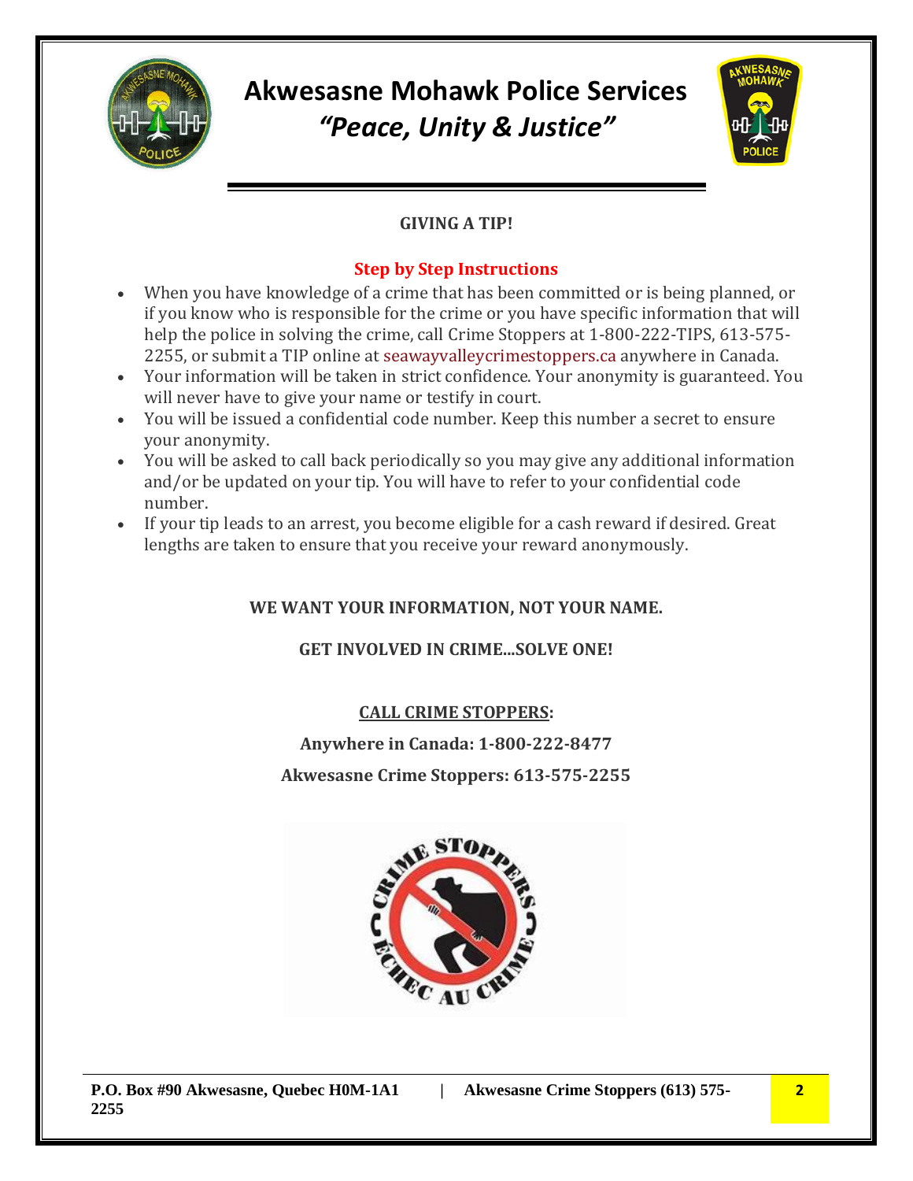# Akwesasne Mohawk Police Services

## *"Peace, Unity & Justice"*

**GIVING A TIP!**

**Step by Step Instructions**

- When you have knowledge of a crime that has been committed or is being planned, or if you know who is responsible for the crime or you have specific information that will help the police in solving the crime, call Crime Stoppers at 1-800-222-TIPS, 613-575-2255, or submit a TIP online at seawayvalleycrimestoppers.ca anywhere in Canada.
- Your information will be taken in strict confidence. Your anonymity is guaranteed. You will never have to give your name or testify in court.
- You will be issued a confidential code number. Keep this number a secret to ensure your anonymity.
- You will be asked to call back periodically so you may give any additional information and/or be updated on your tip. You will have to refer to your confidential code number.
- If your tip leads to an arrest, you become eligible for a cash reward if desired. Great lengths are taken to ensure that you receive your reward anonymously.

**WE WANT YOUR INFORMATION, NOT YOUR NAME.**

**GET INVOLVED IN CRIME...SOLVE ONE!**

**CALL CRIME STOPPERS:**

**Anywhere in Canada: 1-800-222-8477**

**Akwesasne Crime Stoppers: 613-575-2255**

**P.O. Box #90 Akwesasne, Quebec H0M-1A1 | Akwesasne Crime Stoppers (613) 575-2255**